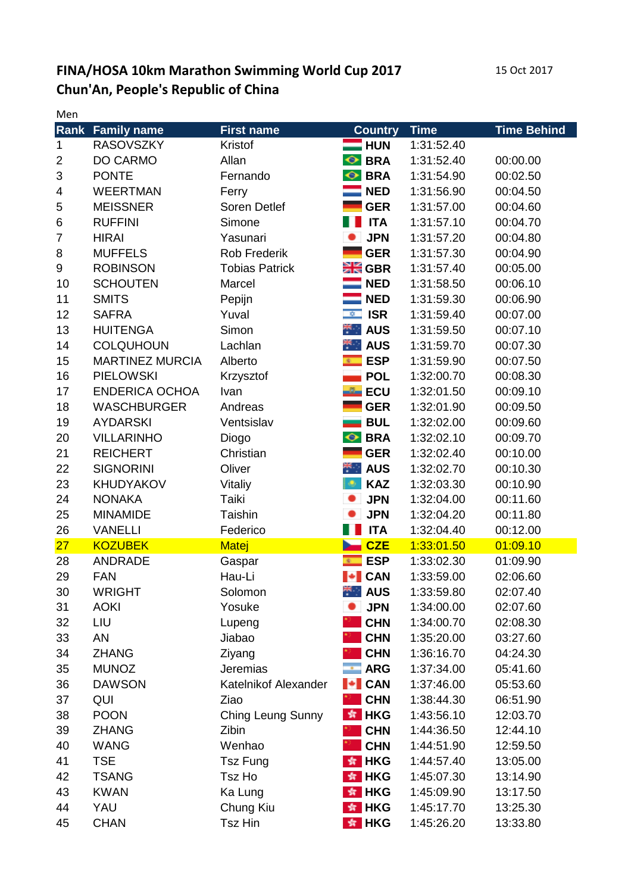## FINA/HOSA 10km Marathon Swimming World Cup 2017

## Chun'An, People's Republic of China

15 Oct 2017

Men

| Rank | Family name | First name | Country | Time | Time Behind |
|---|---|---|---|---|---|
| 1 | RASOVSZKY | Kristof | HUN | 1:31:52.40 | |
| 2 | DO CARMO | Allan | BRA | 1:31:52.40 | 00:00.00 |
| 3 | PONTE | Fernando | BRA | 1:31:54.90 | 00:02.50 |
| 4 | WEERTMAN | Ferry | NED | 1:31:56.90 | 00:04.50 |
| 5 | MEISSNER | Soren Detlef | GER | 1:31:57.00 | 00:04.60 |
| 6 | RUFFINI | Simone | ITA | 1:31:57.10 | 00:04.70 |
| 7 | HIRAI | Yasunari | JPN | 1:31:57.20 | 00:04.80 |
| 8 | MUFFELS | Rob Frederik | GER | 1:31:57.30 | 00:04.90 |
| 9 | ROBINSON | Tobias Patrick | GBR | 1:31:57.40 | 00:05.00 |
| 10 | SCHOUTEN | Marcel | NED | 1:31:58.50 | 00:06.10 |
| 11 | SMITS | Pepijn | NED | 1:31:59.30 | 00:06.90 |
| 12 | SAFRA | Yuval | ISR | 1:31:59.40 | 00:07.00 |
| 13 | HUITENGA | Simon | AUS | 1:31:59.50 | 00:07.10 |
| 14 | COLQUHOUN | Lachlan | AUS | 1:31:59.70 | 00:07.30 |
| 15 | MARTINEZ MURCIA | Alberto | ESP | 1:31:59.90 | 00:07.50 |
| 16 | PIELOWSKI | Krzysztof | POL | 1:32:00.70 | 00:08.30 |
| 17 | ENDERICA OCHOA | Ivan | ECU | 1:32:01.50 | 00:09.10 |
| 18 | WASCHBURGER | Andreas | GER | 1:32:01.90 | 00:09.50 |
| 19 | AYDARSKI | Ventsislav | BUL | 1:32:02.00 | 00:09.60 |
| 20 | VILLARINHO | Diogo | BRA | 1:32:02.10 | 00:09.70 |
| 21 | REICHERT | Christian | GER | 1:32:02.40 | 00:10.00 |
| 22 | SIGNORINI | Oliver | AUS | 1:32:02.70 | 00:10.30 |
| 23 | KHUDYAKOV | Vitaliy | KAZ | 1:32:03.30 | 00:10.90 |
| 24 | NONAKA | Taiki | JPN | 1:32:04.00 | 00:11.60 |
| 25 | MINAMIDE | Taishin | JPN | 1:32:04.20 | 00:11.80 |
| 26 | VANELLI | Federico | ITA | 1:32:04.40 | 00:12.00 |
| 27 | KOZUBEK | Matej | CZE | 1:33:01.50 | 01:09.10 |
| 28 | ANDRADE | Gaspar | ESP | 1:33:02.30 | 01:09.90 |
| 29 | FAN | Hau-Li | CAN | 1:33:59.00 | 02:06.60 |
| 30 | WRIGHT | Solomon | AUS | 1:33:59.80 | 02:07.40 |
| 31 | AOKI | Yosuke | JPN | 1:34:00.00 | 02:07.60 |
| 32 | LIU | Lupeng | CHN | 1:34:00.70 | 02:08.30 |
| 33 | AN | Jiabao | CHN | 1:35:20.00 | 03:27.60 |
| 34 | ZHANG | Ziyang | CHN | 1:36:16.70 | 04:24.30 |
| 35 | MUNOZ | Jeremias | ARG | 1:37:34.00 | 05:41.60 |
| 36 | DAWSON | Katelnikof Alexander | CAN | 1:37:46.00 | 05:53.60 |
| 37 | QUI | Ziao | CHN | 1:38:44.30 | 06:51.90 |
| 38 | POON | Ching Leung Sunny | HKG | 1:43:56.10 | 12:03.70 |
| 39 | ZHANG | Zibin | CHN | 1:44:36.50 | 12:44.10 |
| 40 | WANG | Wenhao | CHN | 1:44:51.90 | 12:59.50 |
| 41 | TSE | Tsz Fung | HKG | 1:44:57.40 | 13:05.00 |
| 42 | TSANG | Tsz Ho | HKG | 1:45:07.30 | 13:14.90 |
| 43 | KWAN | Ka Lung | HKG | 1:45:09.90 | 13:17.50 |
| 44 | YAU | Chung Kiu | HKG | 1:45:17.70 | 13:25.30 |
| 45 | CHAN | Tsz Hin | HKG | 1:45:26.20 | 13:33.80 |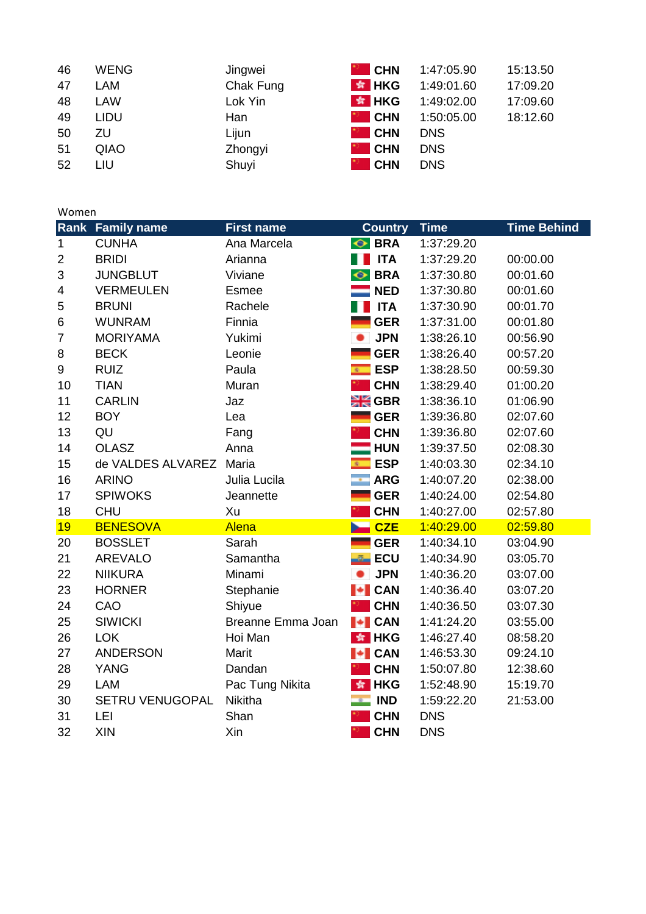| | | | | | |
|---|---|---|---|---|---|
| 46 | WENG | Jingwei | CHN | 1:47:05.90 | 15:13.50 |
| 47 | LAM | Chak Fung | HKG | 1:49:01.60 | 17:09.20 |
| 48 | LAW | Lok Yin | HKG | 1:49:02.00 | 17:09.60 |
| 49 | LIDU | Han | CHN | 1:50:05.00 | 18:12.60 |
| 50 | ZU | Lijun | CHN | DNS | |
| 51 | QIAO | Zhongyi | CHN | DNS | |
| 52 | LIU | Shuyi | CHN | DNS | |

Women

| Rank | Family name | First name | Country | Time | Time Behind |
|---|---|---|---|---|---|
| 1 | CUNHA | Ana Marcela | BRA | 1:37:29.20 | |
| 2 | BRIDI | Arianna | ITA | 1:37:29.20 | 00:00.00 |
| 3 | JUNGBLUT | Viviane | BRA | 1:37:30.80 | 00:01.60 |
| 4 | VERMEULEN | Esmee | NED | 1:37:30.80 | 00:01.60 |
| 5 | BRUNI | Rachele | ITA | 1:37:30.90 | 00:01.70 |
| 6 | WUNRAM | Finnia | GER | 1:37:31.00 | 00:01.80 |
| 7 | MORIYAMA | Yukimi | JPN | 1:38:26.10 | 00:56.90 |
| 8 | BECK | Leonie | GER | 1:38:26.40 | 00:57.20 |
| 9 | RUIZ | Paula | ESP | 1:38:28.50 | 00:59.30 |
| 10 | TIAN | Muran | CHN | 1:38:29.40 | 01:00.20 |
| 11 | CARLIN | Jaz | GBR | 1:38:36.10 | 01:06.90 |
| 12 | BOY | Lea | GER | 1:39:36.80 | 02:07.60 |
| 13 | QU | Fang | CHN | 1:39:36.80 | 02:07.60 |
| 14 | OLASZ | Anna | HUN | 1:39:37.50 | 02:08.30 |
| 15 | de VALDES ALVAREZ | Maria | ESP | 1:40:03.30 | 02:34.10 |
| 16 | ARINO | Julia Lucila | ARG | 1:40:07.20 | 02:38.00 |
| 17 | SPIWOKS | Jeannette | GER | 1:40:24.00 | 02:54.80 |
| 18 | CHU | Xu | CHN | 1:40:27.00 | 02:57.80 |
| 19 | BENESOVA | Alena | CZE | 1:40:29.00 | 02:59.80 |
| 20 | BOSSLET | Sarah | GER | 1:40:34.10 | 03:04.90 |
| 21 | AREVALO | Samantha | ECU | 1:40:34.90 | 03:05.70 |
| 22 | NIIKURA | Minami | JPN | 1:40:36.20 | 03:07.00 |
| 23 | HORNER | Stephanie | CAN | 1:40:36.40 | 03:07.20 |
| 24 | CAO | Shiyue | CHN | 1:40:36.50 | 03:07.30 |
| 25 | SIWICKI | Breanne Emma Joan | CAN | 1:41:24.20 | 03:55.00 |
| 26 | LOK | Hoi Man | HKG | 1:46:27.40 | 08:58.20 |
| 27 | ANDERSON | Marit | CAN | 1:46:53.30 | 09:24.10 |
| 28 | YANG | Dandan | CHN | 1:50:07.80 | 12:38.60 |
| 29 | LAM | Pac Tung Nikita | HKG | 1:52:48.90 | 15:19.70 |
| 30 | SETRU VENUGOPAL | Nikitha | IND | 1:59:22.20 | 21:53.00 |
| 31 | LEI | Shan | CHN | DNS | |
| 32 | XIN | Xin | CHN | DNS | |